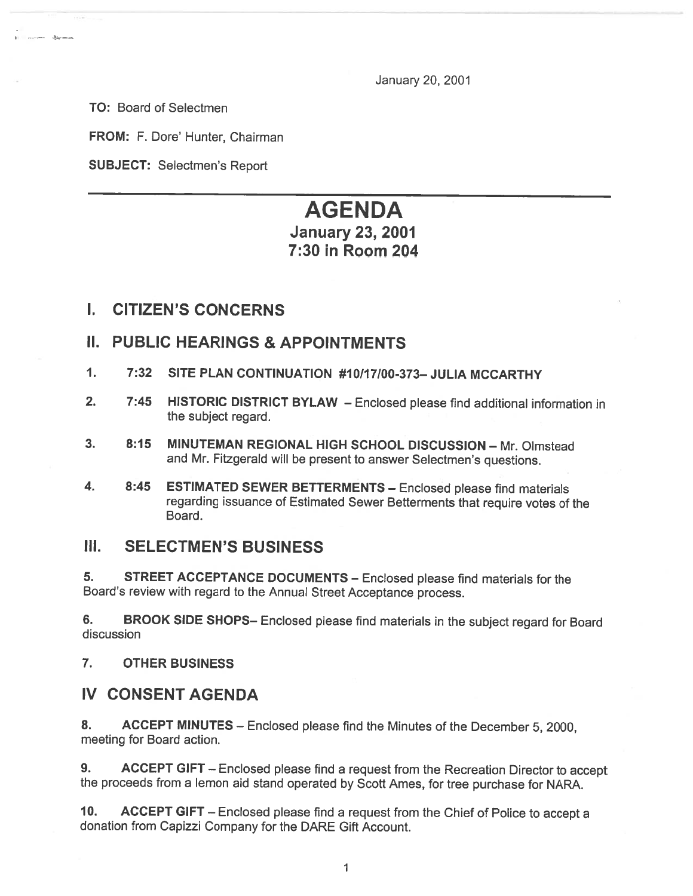January 20, 2001

**TO:** Board of Selectmen

**FROM:** F. Dore' Hunter, Chairman

**SUBJECT:** Selectmen's Report

---

# AGENDA

## January 23, 2001
## 7:30 in Room 204

## I. CITIZEN'S CONCERNS

## II. PUBLIC HEARINGS & APPOINTMENTS

1. **7:32 SITE PLAN CONTINUATION #10/17/00-373– JULIA MCCARTHY**

2. **7:45 HISTORIC DISTRICT BYLAW** – Enclosed please find additional information in the subject regard.

3. **8:15 MINUTEMAN REGIONAL HIGH SCHOOL DISCUSSION** – Mr. Olmstead and Mr. Fitzgerald will be present to answer Selectmen's questions.

4. **8:45 ESTIMATED SEWER BETTERMENTS** – Enclosed please find materials regarding issuance of Estimated Sewer Betterments that require votes of the Board.

## III. SELECTMEN'S BUSINESS

5. **STREET ACCEPTANCE DOCUMENTS** – Enclosed please find materials for the Board's review with regard to the Annual Street Acceptance process.

6. **BROOK SIDE SHOPS**– Enclosed please find materials in the subject regard for Board discussion

7. **OTHER BUSINESS**

## IV CONSENT AGENDA

8. **ACCEPT MINUTES** – Enclosed please find the Minutes of the December 5, 2000, meeting for Board action.

9. **ACCEPT GIFT** – Enclosed please find a request from the Recreation Director to accept the proceeds from a lemon aid stand operated by Scott Ames, for tree purchase for NARA.

10. **ACCEPT GIFT** – Enclosed please find a request from the Chief of Police to accept a donation from Capizzi Company for the DARE Gift Account.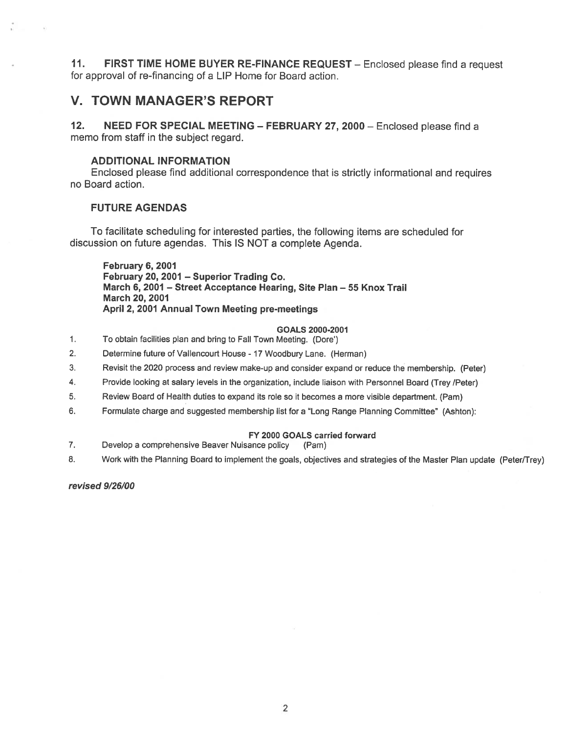**11. FIRST TIME HOME BUYER RE-FINANCE REQUEST** – Enclosed please find a request for approval of re-financing of a LIP Home for Board action.

## V. TOWN MANAGER'S REPORT

**12. NEED FOR SPECIAL MEETING – FEBRUARY 27, 2000** – Enclosed please find a memo from staff in the subject regard.

### ADDITIONAL INFORMATION

Enclosed please find additional correspondence that is strictly informational and requires no Board action.

### FUTURE AGENDAS

To facilitate scheduling for interested parties, the following items are scheduled for discussion on future agendas. This IS NOT a complete Agenda.

**February 6, 2001**
**February 20, 2001 – Superior Trading Co.**
**March 6, 2001 – Street Acceptance Hearing, Site Plan – 55 Knox Trail**
**March 20, 2001**
**April 2, 2001 Annual Town Meeting pre-meetings**

**GOALS 2000-2001**

1. To obtain facilities plan and bring to Fall Town Meeting. (Dore')
2. Determine future of Vallencourt House - 17 Woodbury Lane. (Herman)
3. Revisit the 2020 process and review make-up and consider expand or reduce the membership. (Peter)
4. Provide looking at salary levels in the organization, include liaison with Personnel Board (Trey /Peter)
5. Review Board of Health duties to expand its role so it becomes a more visible department. (Pam)
6. Formulate charge and suggested membership list for a "Long Range Planning Committee" (Ashton):

**FY 2000 GOALS carried forward**

7. Develop a comprehensive Beaver Nuisance policy (Pam)
8. Work with the Planning Board to implement the goals, objectives and strategies of the Master Plan update (Peter/Trey)

***revised 9/26/00***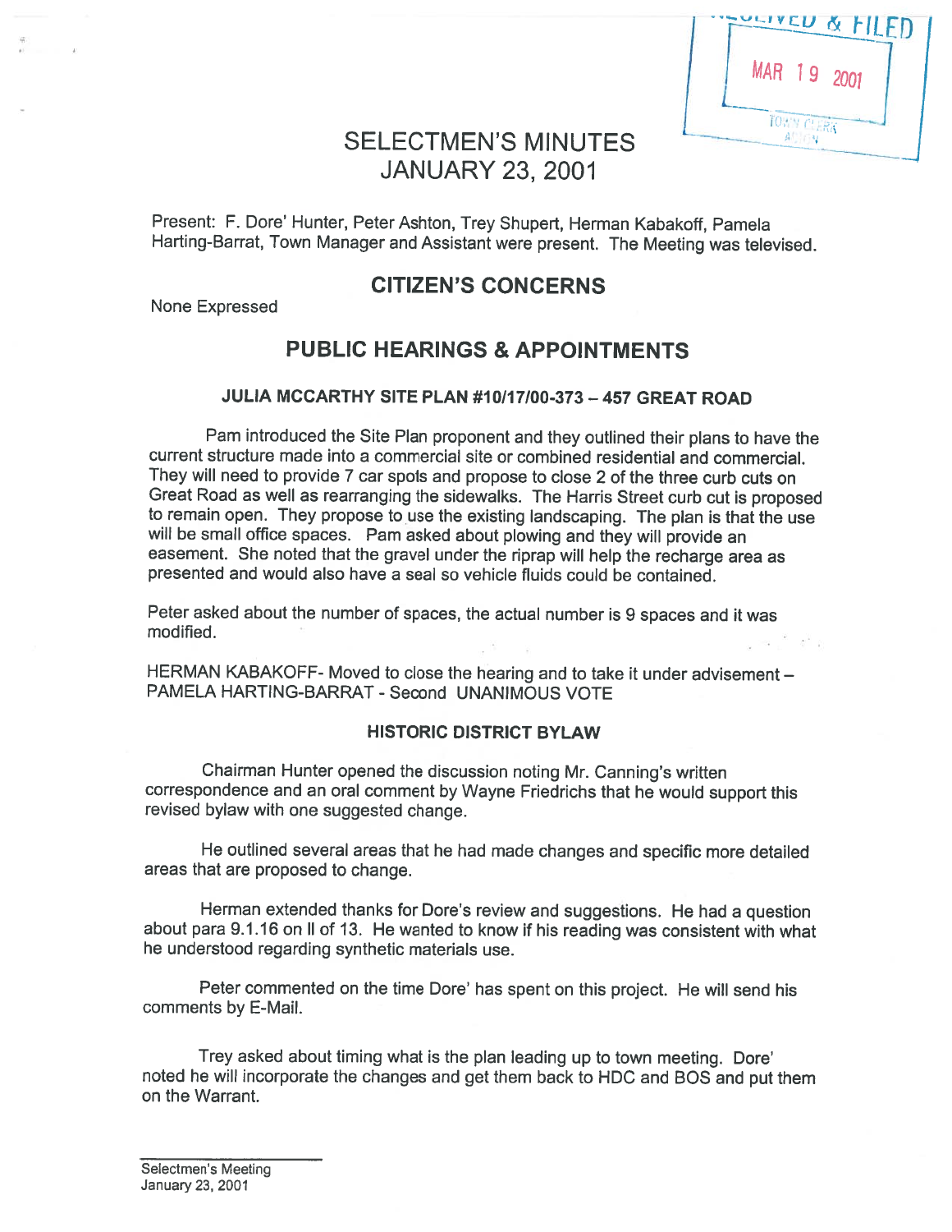RECEIVED & FILED

MAR 19 2001

TOWN CLERK ACTON

# SELECTMEN'S MINUTES
# JANUARY 23, 2001

Present: F. Dore' Hunter, Peter Ashton, Trey Shupert, Herman Kabakoff, Pamela Harting-Barrat, Town Manager and Assistant were present. The Meeting was televised.

## CITIZEN'S CONCERNS

None Expressed

## PUBLIC HEARINGS & APPOINTMENTS

### JULIA MCCARTHY SITE PLAN #10/17/00-373 – 457 GREAT ROAD

Pam introduced the Site Plan proponent and they outlined their plans to have the current structure made into a commercial site or combined residential and commercial. They will need to provide 7 car spots and propose to close 2 of the three curb cuts on Great Road as well as rearranging the sidewalks. The Harris Street curb cut is proposed to remain open. They propose to use the existing landscaping. The plan is that the use will be small office spaces. Pam asked about plowing and they will provide an easement. She noted that the gravel under the riprap will help the recharge area as presented and would also have a seal so vehicle fluids could be contained.

Peter asked about the number of spaces, the actual number is 9 spaces and it was modified.

HERMAN KABAKOFF- Moved to close the hearing and to take it under advisement – PAMELA HARTING-BARRAT - Second UNANIMOUS VOTE

### HISTORIC DISTRICT BYLAW

Chairman Hunter opened the discussion noting Mr. Canning's written correspondence and an oral comment by Wayne Friedrichs that he would support this revised bylaw with one suggested change.

He outlined several areas that he had made changes and specific more detailed areas that are proposed to change.

Herman extended thanks for Dore's review and suggestions. He had a question about para 9.1.16 on II of 13. He wanted to know if his reading was consistent with what he understood regarding synthetic materials use.

Peter commented on the time Dore' has spent on this project. He will send his comments by E-Mail.

Trey asked about timing what is the plan leading up to town meeting. Dore' noted he will incorporate the changes and get them back to HDC and BOS and put them on the Warrant.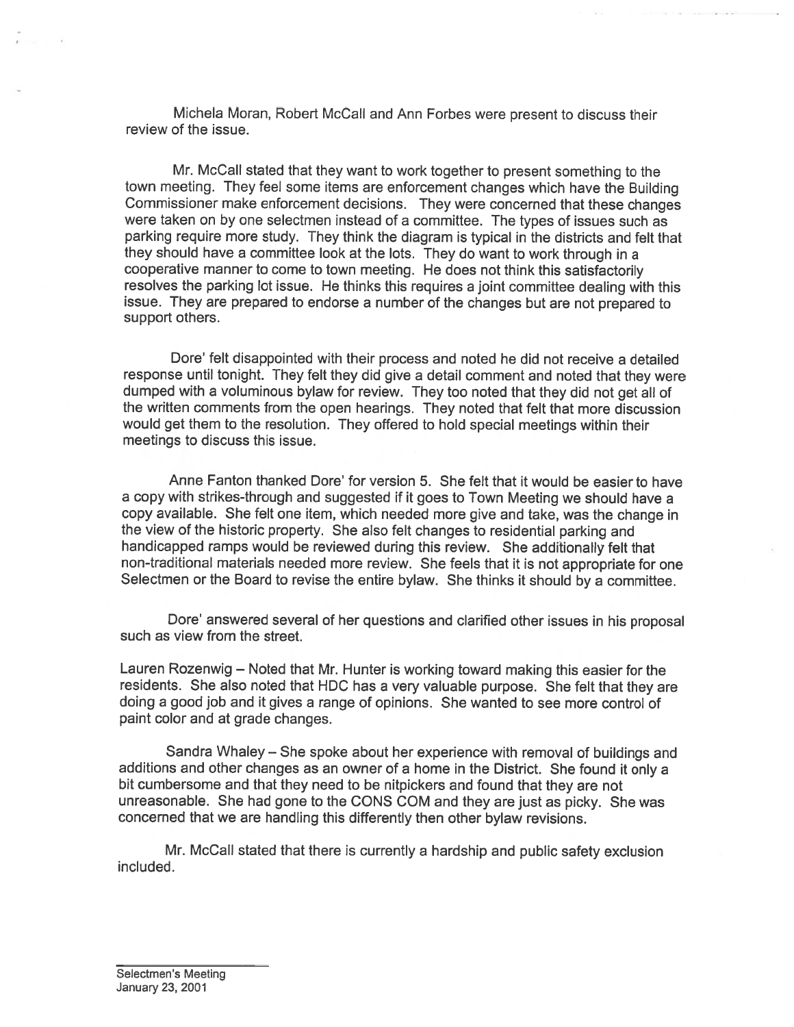Michela Moran, Robert McCall and Ann Forbes were present to discuss their review of the issue.

Mr. McCall stated that they want to work together to present something to the town meeting. They feel some items are enforcement changes which have the Building Commissioner make enforcement decisions. They were concerned that these changes were taken on by one selectmen instead of a committee. The types of issues such as parking require more study. They think the diagram is typical in the districts and felt that they should have a committee look at the lots. They do want to work through in a cooperative manner to come to town meeting. He does not think this satisfactorily resolves the parking lot issue. He thinks this requires a joint committee dealing with this issue. They are prepared to endorse a number of the changes but are not prepared to support others.

Dore' felt disappointed with their process and noted he did not receive a detailed response until tonight. They felt they did give a detail comment and noted that they were dumped with a voluminous bylaw for review. They too noted that they did not get all of the written comments from the open hearings. They noted that felt that more discussion would get them to the resolution. They offered to hold special meetings within their meetings to discuss this issue.

Anne Fanton thanked Dore' for version 5. She felt that it would be easier to have a copy with strikes-through and suggested if it goes to Town Meeting we should have a copy available. She felt one item, which needed more give and take, was the change in the view of the historic property. She also felt changes to residential parking and handicapped ramps would be reviewed during this review. She additionally felt that non-traditional materials needed more review. She feels that it is not appropriate for one Selectmen or the Board to revise the entire bylaw. She thinks it should by a committee.

Dore' answered several of her questions and clarified other issues in his proposal such as view from the street.

Lauren Rozenwig – Noted that Mr. Hunter is working toward making this easier for the residents. She also noted that HDC has a very valuable purpose. She felt that they are doing a good job and it gives a range of opinions. She wanted to see more control of paint color and at grade changes.

Sandra Whaley – She spoke about her experience with removal of buildings and additions and other changes as an owner of a home in the District. She found it only a bit cumbersome and that they need to be nitpickers and found that they are not unreasonable. She had gone to the CONS COM and they are just as picky. She was concerned that we are handling this differently then other bylaw revisions.

Mr. McCall stated that there is currently a hardship and public safety exclusion included.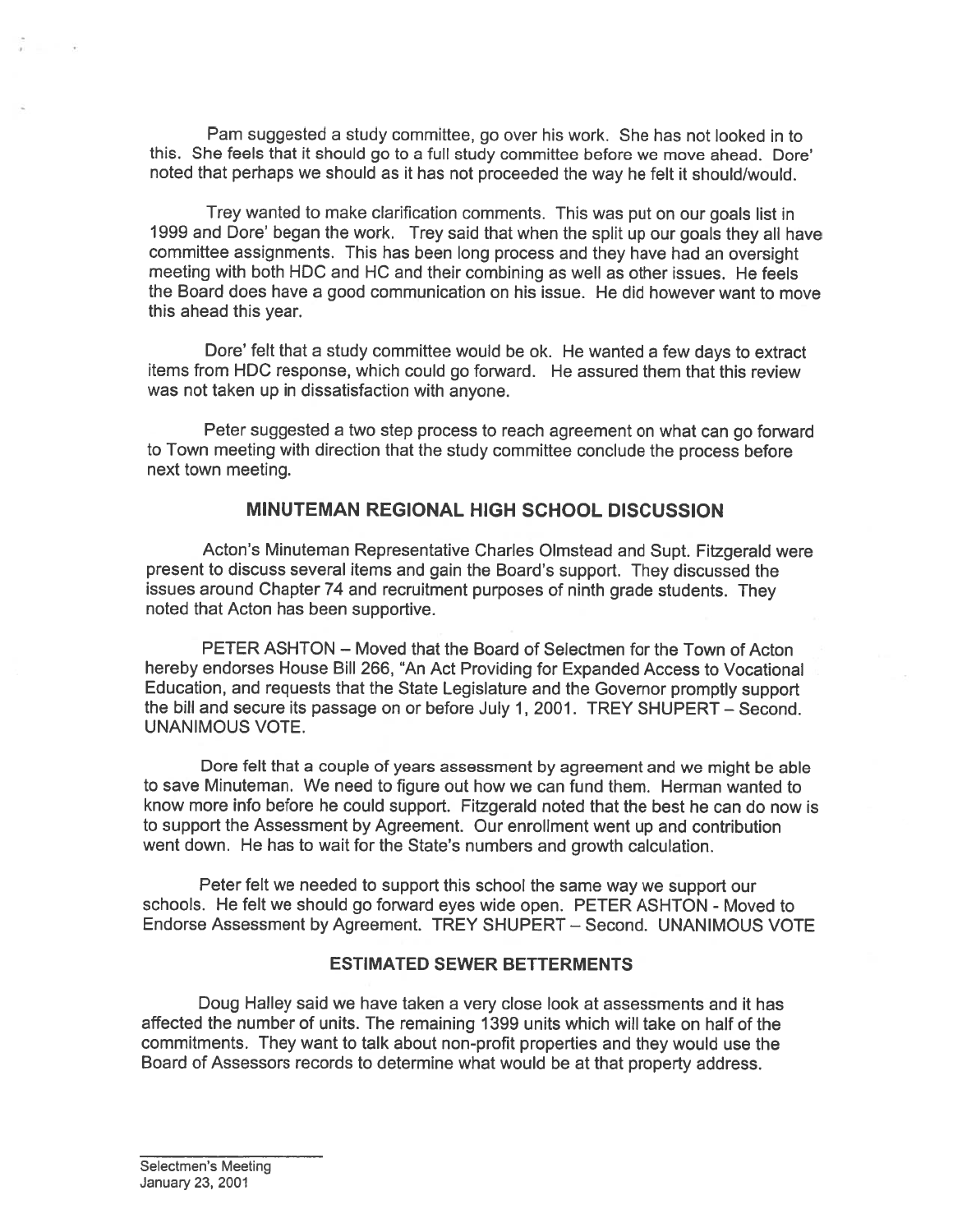Pam suggested a study committee, go over his work. She has not looked in to this. She feels that it should go to a full study committee before we move ahead. Dore' noted that perhaps we should as it has not proceeded the way he felt it should/would.

Trey wanted to make clarification comments. This was put on our goals list in 1999 and Dore' began the work. Trey said that when the split up our goals they all have committee assignments. This has been long process and they have had an oversight meeting with both HDC and HC and their combining as well as other issues. He feels the Board does have a good communication on his issue. He did however want to move this ahead this year.

Dore' felt that a study committee would be ok. He wanted a few days to extract items from HDC response, which could go forward. He assured them that this review was not taken up in dissatisfaction with anyone.

Peter suggested a two step process to reach agreement on what can go forward to Town meeting with direction that the study committee conclude the process before next town meeting.

## MINUTEMAN REGIONAL HIGH SCHOOL DISCUSSION

Acton's Minuteman Representative Charles Olmstead and Supt. Fitzgerald were present to discuss several items and gain the Board's support. They discussed the issues around Chapter 74 and recruitment purposes of ninth grade students. They noted that Acton has been supportive.

PETER ASHTON – Moved that the Board of Selectmen for the Town of Acton hereby endorses House Bill 266, "An Act Providing for Expanded Access to Vocational Education, and requests that the State Legislature and the Governor promptly support the bill and secure its passage on or before July 1, 2001. TREY SHUPERT – Second. UNANIMOUS VOTE.

Dore felt that a couple of years assessment by agreement and we might be able to save Minuteman. We need to figure out how we can fund them. Herman wanted to know more info before he could support. Fitzgerald noted that the best he can do now is to support the Assessment by Agreement. Our enrollment went up and contribution went down. He has to wait for the State's numbers and growth calculation.

Peter felt we needed to support this school the same way we support our schools. He felt we should go forward eyes wide open. PETER ASHTON - Moved to Endorse Assessment by Agreement. TREY SHUPERT – Second. UNANIMOUS VOTE

## ESTIMATED SEWER BETTERMENTS

Doug Halley said we have taken a very close look at assessments and it has affected the number of units. The remaining 1399 units which will take on half of the commitments. They want to talk about non-profit properties and they would use the Board of Assessors records to determine what would be at that property address.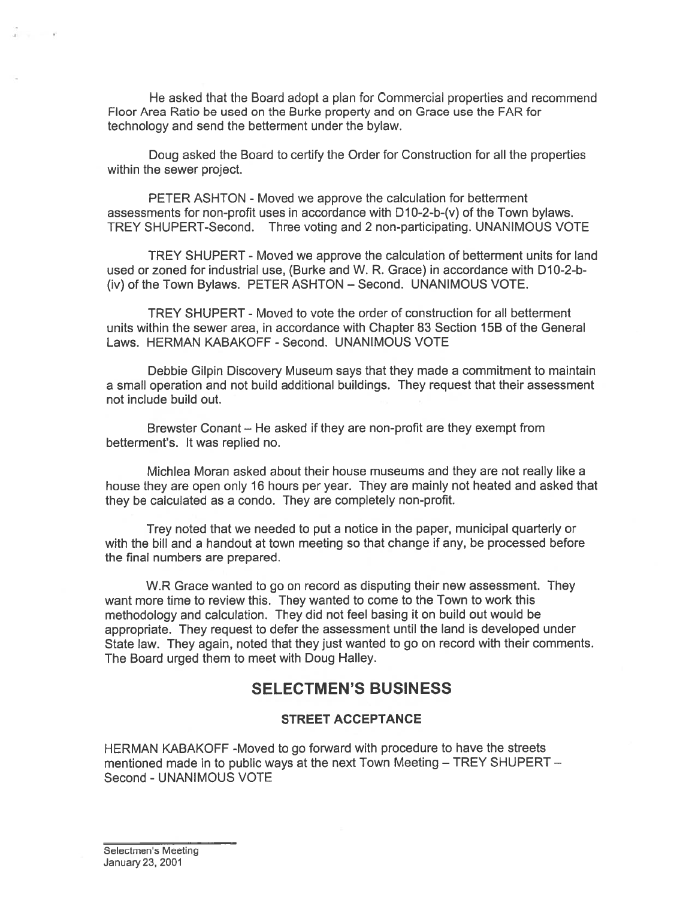He asked that the Board adopt a plan for Commercial properties and recommend Floor Area Ratio be used on the Burke property and on Grace use the FAR for technology and send the betterment under the bylaw.

Doug asked the Board to certify the Order for Construction for all the properties within the sewer project.

PETER ASHTON - Moved we approve the calculation for betterment assessments for non-profit uses in accordance with D10-2-b-(v) of the Town bylaws. TREY SHUPERT-Second. Three voting and 2 non-participating. UNANIMOUS VOTE

TREY SHUPERT - Moved we approve the calculation of betterment units for land used or zoned for industrial use, (Burke and W. R. Grace) in accordance with D10-2-b-(iv) of the Town Bylaws. PETER ASHTON – Second. UNANIMOUS VOTE.

TREY SHUPERT - Moved to vote the order of construction for all betterment units within the sewer area, in accordance with Chapter 83 Section 15B of the General Laws. HERMAN KABAKOFF - Second. UNANIMOUS VOTE

Debbie Gilpin Discovery Museum says that they made a commitment to maintain a small operation and not build additional buildings. They request that their assessment not include build out.

Brewster Conant – He asked if they are non-profit are they exempt from betterment's. It was replied no.

Michlea Moran asked about their house museums and they are not really like a house they are open only 16 hours per year. They are mainly not heated and asked that they be calculated as a condo. They are completely non-profit.

Trey noted that we needed to put a notice in the paper, municipal quarterly or with the bill and a handout at town meeting so that change if any, be processed before the final numbers are prepared.

W.R Grace wanted to go on record as disputing their new assessment. They want more time to review this. They wanted to come to the Town to work this methodology and calculation. They did not feel basing it on build out would be appropriate. They request to defer the assessment until the land is developed under State law. They again, noted that they just wanted to go on record with their comments. The Board urged them to meet with Doug Halley.

## SELECTMEN'S BUSINESS

### STREET ACCEPTANCE

HERMAN KABAKOFF -Moved to go forward with procedure to have the streets mentioned made in to public ways at the next Town Meeting – TREY SHUPERT – Second - UNANIMOUS VOTE

Selectmen's Meeting
January 23, 2001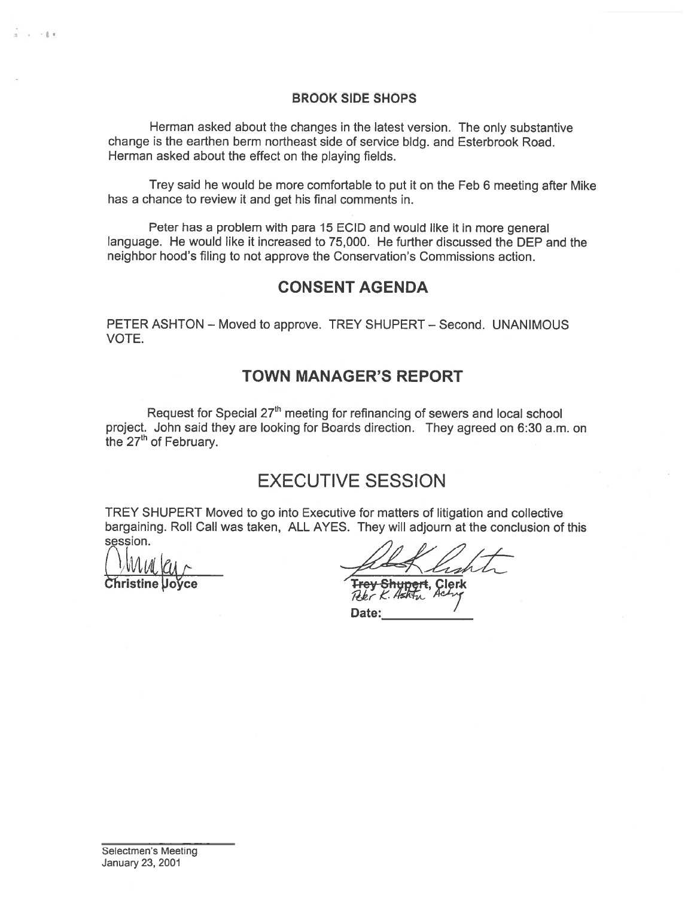### BROOK SIDE SHOPS

Herman asked about the changes in the latest version. The only substantive change is the earthen berm northeast side of service bldg. and Esterbrook Road. Herman asked about the effect on the playing fields.

Trey said he would be more comfortable to put it on the Feb 6 meeting after Mike has a chance to review it and get his final comments in.

Peter has a problem with para 15 ECID and would like it in more general language. He would like it increased to 75,000. He further discussed the DEP and the neighbor hood's filing to not approve the Conservation's Commissions action.

## CONSENT AGENDA

PETER ASHTON – Moved to approve. TREY SHUPERT – Second. UNANIMOUS VOTE.

## TOWN MANAGER'S REPORT

Request for Special 27th meeting for refinancing of sewers and local school project. John said they are looking for Boards direction. They agreed on 6:30 a.m. on the 27th of February.

## EXECUTIVE SESSION

TREY SHUPERT Moved to go into Executive for matters of litigation and collective bargaining. Roll Call was taken, ALL AYES. They will adjourn at the conclusion of this session.

Christine Joyce

~~Trey Shupert~~, Clerk
Peter K. Ashton Acting

Date:\_\_\_\_\_\_\_\_\_\_\_\_

Selectmen's Meeting
January 23, 2001